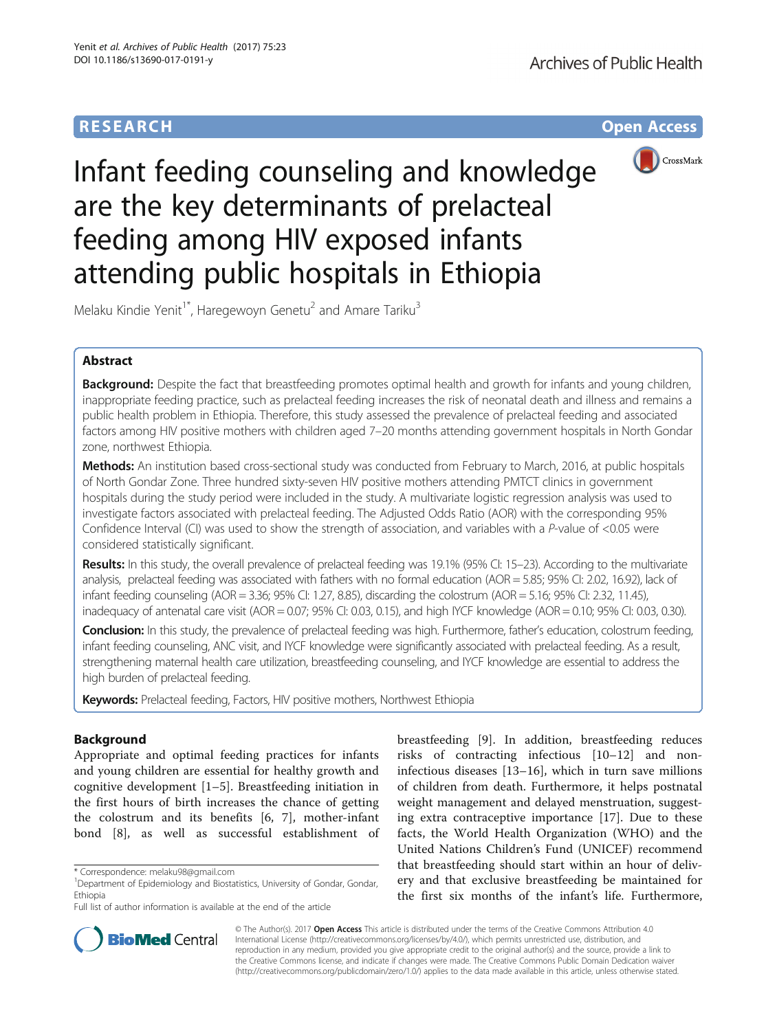**RESEARCH** **Open Access**

# Infant feeding counseling and knowledge are the key determinants of prelacteal feeding among HIV exposed infants attending public hospitals in Ethiopia

Melaku Kindie Yenit[1*], Haregewoyn Genetu[2] and Amare Tariku[3]

## Abstract

**Background:** Despite the fact that breastfeeding promotes optimal health and growth for infants and young children, inappropriate feeding practice, such as prelacteal feeding increases the risk of neonatal death and illness and remains a public health problem in Ethiopia. Therefore, this study assessed the prevalence of prelacteal feeding and associated factors among HIV positive mothers with children aged 7–20 months attending government hospitals in North Gondar zone, northwest Ethiopia.

**Methods:** An institution based cross-sectional study was conducted from February to March, 2016, at public hospitals of North Gondar Zone. Three hundred sixty-seven HIV positive mothers attending PMTCT clinics in government hospitals during the study period were included in the study. A multivariate logistic regression analysis was used to investigate factors associated with prelacteal feeding. The Adjusted Odds Ratio (AOR) with the corresponding 95% Confidence Interval (CI) was used to show the strength of association, and variables with a *P*-value of <0.05 were considered statistically significant.

**Results:** In this study, the overall prevalence of prelacteal feeding was 19.1% (95% CI: 15–23). According to the multivariate analysis, prelacteal feeding was associated with fathers with no formal education (AOR = 5.85; 95% CI: 2.02, 16.92), lack of infant feeding counseling (AOR = 3.36; 95% CI: 1.27, 8.85), discarding the colostrum (AOR = 5.16; 95% CI: 2.32, 11.45), inadequacy of antenatal care visit (AOR = 0.07; 95% CI: 0.03, 0.15), and high IYCF knowledge (AOR = 0.10; 95% CI: 0.03, 0.30).

**Conclusion:** In this study, the prevalence of prelacteal feeding was high. Furthermore, father's education, colostrum feeding, infant feeding counseling, ANC visit, and IYCF knowledge were significantly associated with prelacteal feeding. As a result, strengthening maternal health care utilization, breastfeeding counseling, and IYCF knowledge are essential to address the high burden of prelacteal feeding.

**Keywords:** Prelacteal feeding, Factors, HIV positive mothers, Northwest Ethiopia

## Background

Appropriate and optimal feeding practices for infants and young children are essential for healthy growth and cognitive development [1–5]. Breastfeeding initiation in the first hours of birth increases the chance of getting the colostrum and its benefits [6, 7], mother-infant bond [8], as well as successful establishment of breastfeeding [9]. In addition, breastfeeding reduces risks of contracting infectious [10–12] and non-infectious diseases [13–16], which in turn save millions of children from death. Furthermore, it helps postnatal weight management and delayed menstruation, suggesting extra contraceptive importance [17]. Due to these facts, the World Health Organization (WHO) and the United Nations Children's Fund (UNICEF) recommend that breastfeeding should start within an hour of delivery and that exclusive breastfeeding be maintained for the first six months of the infant's life. Furthermore,

\* Correspondence: melaku98@gmail.com
[1]Department of Epidemiology and Biostatistics, University of Gondar, Gondar, Ethiopia
Full list of author information is available at the end of the article

© The Author(s). 2017 **Open Access** This article is distributed under the terms of the Creative Commons Attribution 4.0 International License (http://creativecommons.org/licenses/by/4.0/), which permits unrestricted use, distribution, and reproduction in any medium, provided you give appropriate credit to the original author(s) and the source, provide a link to the Creative Commons license, and indicate if changes were made. The Creative Commons Public Domain Dedication waiver (http://creativecommons.org/publicdomain/zero/1.0/) applies to the data made available in this article, unless otherwise stated.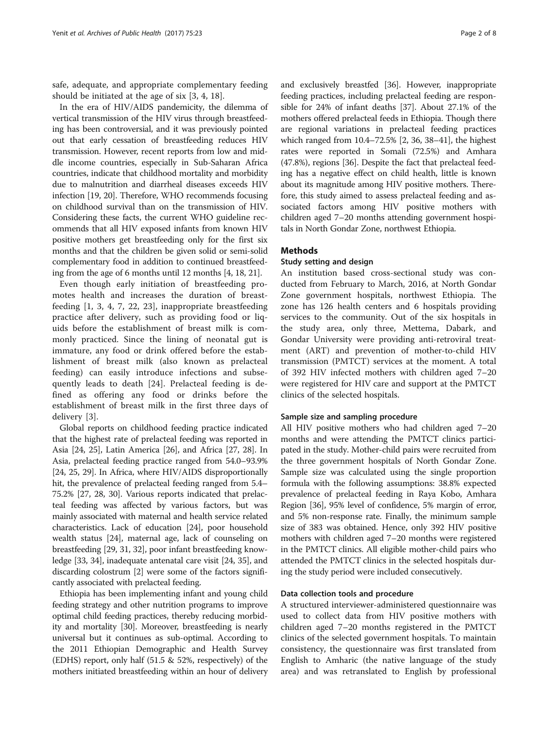safe, adequate, and appropriate complementary feeding should be initiated at the age of six [3, 4, 18].

In the era of HIV/AIDS pandemicity, the dilemma of vertical transmission of the HIV virus through breastfeeding has been controversial, and it was previously pointed out that early cessation of breastfeeding reduces HIV transmission. However, recent reports from low and middle income countries, especially in Sub-Saharan Africa countries, indicate that childhood mortality and morbidity due to malnutrition and diarrheal diseases exceeds HIV infection [19, 20]. Therefore, WHO recommends focusing on childhood survival than on the transmission of HIV. Considering these facts, the current WHO guideline recommends that all HIV exposed infants from known HIV positive mothers get breastfeeding only for the first six months and that the children be given solid or semi-solid complementary food in addition to continued breastfeeding from the age of 6 months until 12 months [4, 18, 21].

Even though early initiation of breastfeeding promotes health and increases the duration of breastfeeding [1, 3, 4, 7, 22, 23], inappropriate breastfeeding practice after delivery, such as providing food or liquids before the establishment of breast milk is commonly practiced. Since the lining of neonatal gut is immature, any food or drink offered before the establishment of breast milk (also known as prelacteal feeding) can easily introduce infections and subsequently leads to death [24]. Prelacteal feeding is defined as offering any food or drinks before the establishment of breast milk in the first three days of delivery [3].

Global reports on childhood feeding practice indicated that the highest rate of prelacteal feeding was reported in Asia [24, 25], Latin America [26], and Africa [27, 28]. In Asia, prelacteal feeding practice ranged from 54.0–93.9% [24, 25, 29]. In Africa, where HIV/AIDS disproportionally hit, the prevalence of prelacteal feeding ranged from 5.4–75.2% [27, 28, 30]. Various reports indicated that prelacteal feeding was affected by various factors, but was mainly associated with maternal and health service related characteristics. Lack of education [24], poor household wealth status [24], maternal age, lack of counseling on breastfeeding [29, 31, 32], poor infant breastfeeding knowledge [33, 34], inadequate antenatal care visit [24, 35], and discarding colostrum [2] were some of the factors significantly associated with prelacteal feeding.

Ethiopia has been implementing infant and young child feeding strategy and other nutrition programs to improve optimal child feeding practices, thereby reducing morbidity and mortality [30]. Moreover, breastfeeding is nearly universal but it continues as sub-optimal. According to the 2011 Ethiopian Demographic and Health Survey (EDHS) report, only half (51.5 & 52%, respectively) of the mothers initiated breastfeeding within an hour of delivery and exclusively breastfed [36]. However, inappropriate feeding practices, including prelacteal feeding are responsible for 24% of infant deaths [37]. About 27.1% of the mothers offered prelacteal feeds in Ethiopia. Though there are regional variations in prelacteal feeding practices which ranged from 10.4–72.5% [2, 36, 38–41], the highest rates were reported in Somali (72.5%) and Amhara (47.8%), regions [36]. Despite the fact that prelacteal feeding has a negative effect on child health, little is known about its magnitude among HIV positive mothers. Therefore, this study aimed to assess prelacteal feeding and associated factors among HIV positive mothers with children aged 7–20 months attending government hospitals in North Gondar Zone, northwest Ethiopia.

## Methods

### Study setting and design

An institution based cross-sectional study was conducted from February to March, 2016, at North Gondar Zone government hospitals, northwest Ethiopia. The zone has 126 health centers and 6 hospitals providing services to the community. Out of the six hospitals in the study area, only three, Mettema, Dabark, and Gondar University were providing anti-retroviral treatment (ART) and prevention of mother-to-child HIV transmission (PMTCT) services at the moment. A total of 392 HIV infected mothers with children aged 7–20 were registered for HIV care and support at the PMTCT clinics of the selected hospitals.

### Sample size and sampling procedure

All HIV positive mothers who had children aged 7–20 months and were attending the PMTCT clinics participated in the study. Mother-child pairs were recruited from the three government hospitals of North Gondar Zone. Sample size was calculated using the single proportion formula with the following assumptions: 38.8% expected prevalence of prelacteal feeding in Raya Kobo, Amhara Region [36], 95% level of confidence, 5% margin of error, and 5% non-response rate. Finally, the minimum sample size of 383 was obtained. Hence, only 392 HIV positive mothers with children aged 7–20 months were registered in the PMTCT clinics. All eligible mother-child pairs who attended the PMTCT clinics in the selected hospitals during the study period were included consecutively.

### Data collection tools and procedure

A structured interviewer-administered questionnaire was used to collect data from HIV positive mothers with children aged 7–20 months registered in the PMTCT clinics of the selected government hospitals. To maintain consistency, the questionnaire was first translated from English to Amharic (the native language of the study area) and was retranslated to English by professional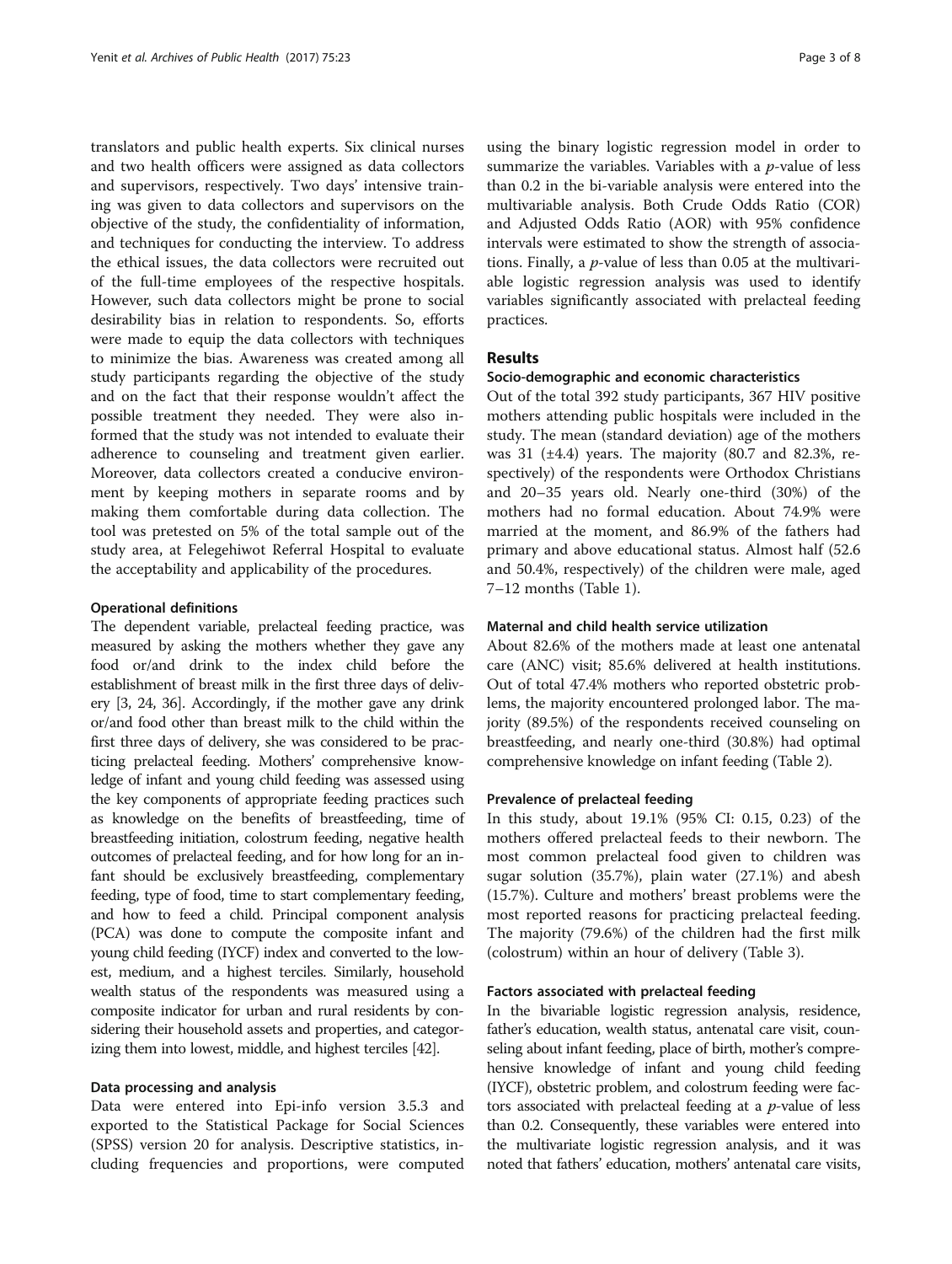translators and public health experts. Six clinical nurses and two health officers were assigned as data collectors and supervisors, respectively. Two days' intensive training was given to data collectors and supervisors on the objective of the study, the confidentiality of information, and techniques for conducting the interview. To address the ethical issues, the data collectors were recruited out of the full-time employees of the respective hospitals. However, such data collectors might be prone to social desirability bias in relation to respondents. So, efforts were made to equip the data collectors with techniques to minimize the bias. Awareness was created among all study participants regarding the objective of the study and on the fact that their response wouldn't affect the possible treatment they needed. They were also informed that the study was not intended to evaluate their adherence to counseling and treatment given earlier. Moreover, data collectors created a conducive environment by keeping mothers in separate rooms and by making them comfortable during data collection. The tool was pretested on 5% of the total sample out of the study area, at Felegehiwot Referral Hospital to evaluate the acceptability and applicability of the procedures.

### Operational definitions

The dependent variable, prelacteal feeding practice, was measured by asking the mothers whether they gave any food or/and drink to the index child before the establishment of breast milk in the first three days of delivery [3, 24, 36]. Accordingly, if the mother gave any drink or/and food other than breast milk to the child within the first three days of delivery, she was considered to be practicing prelacteal feeding. Mothers' comprehensive knowledge of infant and young child feeding was assessed using the key components of appropriate feeding practices such as knowledge on the benefits of breastfeeding, time of breastfeeding initiation, colostrum feeding, negative health outcomes of prelacteal feeding, and for how long for an infant should be exclusively breastfeeding, complementary feeding, type of food, time to start complementary feeding, and how to feed a child. Principal component analysis (PCA) was done to compute the composite infant and young child feeding (IYCF) index and converted to the lowest, medium, and a highest terciles. Similarly, household wealth status of the respondents was measured using a composite indicator for urban and rural residents by considering their household assets and properties, and categorizing them into lowest, middle, and highest terciles [42].

### Data processing and analysis

Data were entered into Epi-info version 3.5.3 and exported to the Statistical Package for Social Sciences (SPSS) version 20 for analysis. Descriptive statistics, including frequencies and proportions, were computed using the binary logistic regression model in order to summarize the variables. Variables with a $p$-value of less than 0.2 in the bi-variable analysis were entered into the multivariable analysis. Both Crude Odds Ratio (COR) and Adjusted Odds Ratio (AOR) with 95% confidence intervals were estimated to show the strength of associations. Finally, a $p$-value of less than 0.05 at the multivariable logistic regression analysis was used to identify variables significantly associated with prelacteal feeding practices.

## Results

### Socio-demographic and economic characteristics

Out of the total 392 study participants, 367 HIV positive mothers attending public hospitals were included in the study. The mean (standard deviation) age of the mothers was 31 (±4.4) years. The majority (80.7 and 82.3%, respectively) of the respondents were Orthodox Christians and 20–35 years old. Nearly one-third (30%) of the mothers had no formal education. About 74.9% were married at the moment, and 86.9% of the fathers had primary and above educational status. Almost half (52.6 and 50.4%, respectively) of the children were male, aged 7–12 months (Table 1).

### Maternal and child health service utilization

About 82.6% of the mothers made at least one antenatal care (ANC) visit; 85.6% delivered at health institutions. Out of total 47.4% mothers who reported obstetric problems, the majority encountered prolonged labor. The majority (89.5%) of the respondents received counseling on breastfeeding, and nearly one-third (30.8%) had optimal comprehensive knowledge on infant feeding (Table 2).

### Prevalence of prelacteal feeding

In this study, about 19.1% (95% CI: 0.15, 0.23) of the mothers offered prelacteal feeds to their newborn. The most common prelacteal food given to children was sugar solution (35.7%), plain water (27.1%) and abesh (15.7%). Culture and mothers' breast problems were the most reported reasons for practicing prelacteal feeding. The majority (79.6%) of the children had the first milk (colostrum) within an hour of delivery (Table 3).

### Factors associated with prelacteal feeding

In the bivariable logistic regression analysis, residence, father's education, wealth status, antenatal care visit, counseling about infant feeding, place of birth, mother's comprehensive knowledge of infant and young child feeding (IYCF), obstetric problem, and colostrum feeding were factors associated with prelacteal feeding at a $p$-value of less than 0.2. Consequently, these variables were entered into the multivariate logistic regression analysis, and it was noted that fathers' education, mothers' antenatal care visits,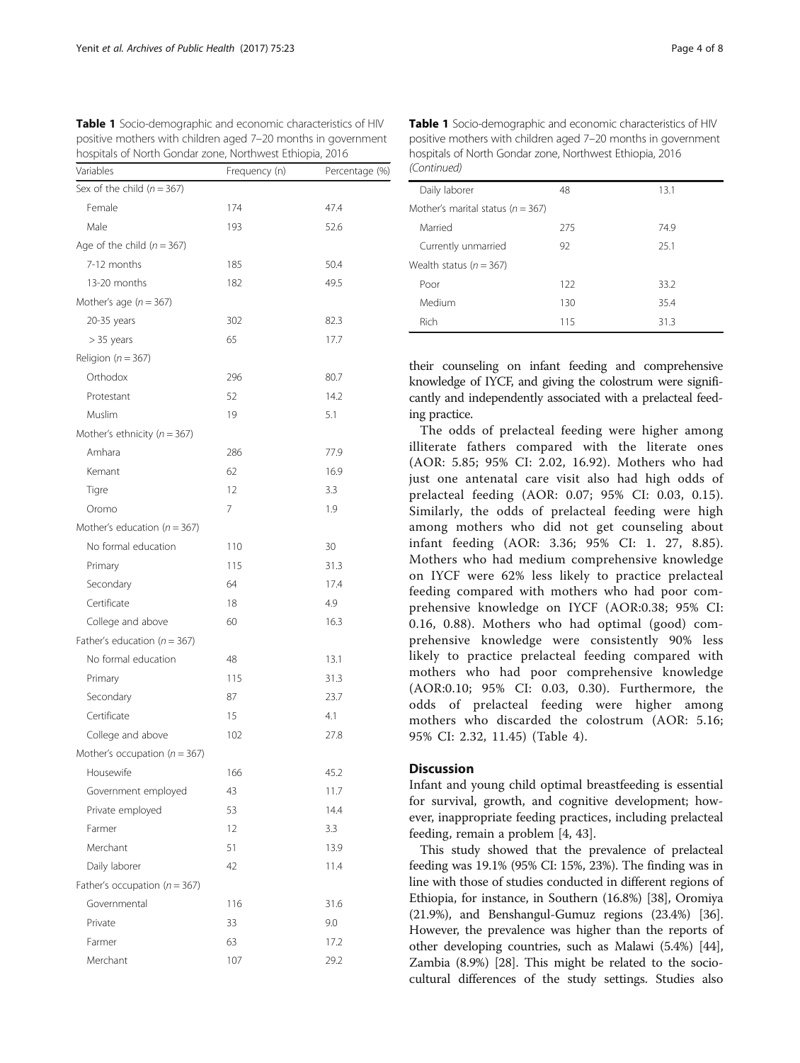**Table 1** Socio-demographic and economic characteristics of HIV positive mothers with children aged 7–20 months in government hospitals of North Gondar zone, Northwest Ethiopia, 2016

| Variables | Frequency (n) | Percentage (%) |
|---|---|---|
| Sex of the child (*n* = 367) | | |
| Female | 174 | 47.4 |
| Male | 193 | 52.6 |
| Age of the child (*n* = 367) | | |
| 7-12 months | 185 | 50.4 |
| 13-20 months | 182 | 49.5 |
| Mother's age (*n* = 367) | | |
| 20-35 years | 302 | 82.3 |
| > 35 years | 65 | 17.7 |
| Religion (*n* = 367) | | |
| Orthodox | 296 | 80.7 |
| Protestant | 52 | 14.2 |
| Muslim | 19 | 5.1 |
| Mother's ethnicity (*n* = 367) | | |
| Amhara | 286 | 77.9 |
| Kemant | 62 | 16.9 |
| Tigre | 12 | 3.3 |
| Oromo | 7 | 1.9 |
| Mother's education (*n* = 367) | | |
| No formal education | 110 | 30 |
| Primary | 115 | 31.3 |
| Secondary | 64 | 17.4 |
| Certificate | 18 | 4.9 |
| College and above | 60 | 16.3 |
| Father's education (*n* = 367) | | |
| No formal education | 48 | 13.1 |
| Primary | 115 | 31.3 |
| Secondary | 87 | 23.7 |
| Certificate | 15 | 4.1 |
| College and above | 102 | 27.8 |
| Mother's occupation (*n* = 367) | | |
| Housewife | 166 | 45.2 |
| Government employed | 43 | 11.7 |
| Private employed | 53 | 14.4 |
| Farmer | 12 | 3.3 |
| Merchant | 51 | 13.9 |
| Daily laborer | 42 | 11.4 |
| Father's occupation (*n* = 367) | | |
| Governmental | 116 | 31.6 |
| Private | 33 | 9.0 |
| Farmer | 63 | 17.2 |
| Merchant | 107 | 29.2 |
| Daily laborer | 48 | 13.1 |
| Mother's marital status (*n* = 367) | | |
| Married | 275 | 74.9 |
| Currently unmarried | 92 | 25.1 |
| Wealth status (*n* = 367) | | |
| Poor | 122 | 33.2 |
| Medium | 130 | 35.4 |
| Rich | 115 | 31.3 |

their counseling on infant feeding and comprehensive knowledge of IYCF, and giving the colostrum were significantly and independently associated with a prelacteal feeding practice.

The odds of prelacteal feeding were higher among illiterate fathers compared with the literate ones (AOR: 5.85; 95% CI: 2.02, 16.92). Mothers who had just one antenatal care visit also had high odds of prelacteal feeding (AOR: 0.07; 95% CI: 0.03, 0.15). Similarly, the odds of prelacteal feeding were high among mothers who did not get counseling about infant feeding (AOR: 3.36; 95% CI: 1. 27, 8.85). Mothers who had medium comprehensive knowledge on IYCF were 62% less likely to practice prelacteal feeding compared with mothers who had poor comprehensive knowledge on IYCF (AOR:0.38; 95% CI: 0.16, 0.88). Mothers who had optimal (good) comprehensive knowledge were consistently 90% less likely to practice prelacteal feeding compared with mothers who had poor comprehensive knowledge (AOR:0.10; 95% CI: 0.03, 0.30). Furthermore, the odds of prelacteal feeding were higher among mothers who discarded the colostrum (AOR: 5.16; 95% CI: 2.32, 11.45) (Table 4).

## Discussion

Infant and young child optimal breastfeeding is essential for survival, growth, and cognitive development; however, inappropriate feeding practices, including prelacteal feeding, remain a problem [4, 43].

This study showed that the prevalence of prelacteal feeding was 19.1% (95% CI: 15%, 23%). The finding was in line with those of studies conducted in different regions of Ethiopia, for instance, in Southern (16.8%) [38], Oromiya (21.9%), and Benshangul-Gumuz regions (23.4%) [36]. However, the prevalence was higher than the reports of other developing countries, such as Malawi (5.4%) [44], Zambia (8.9%) [28]. This might be related to the socio-cultural differences of the study settings. Studies also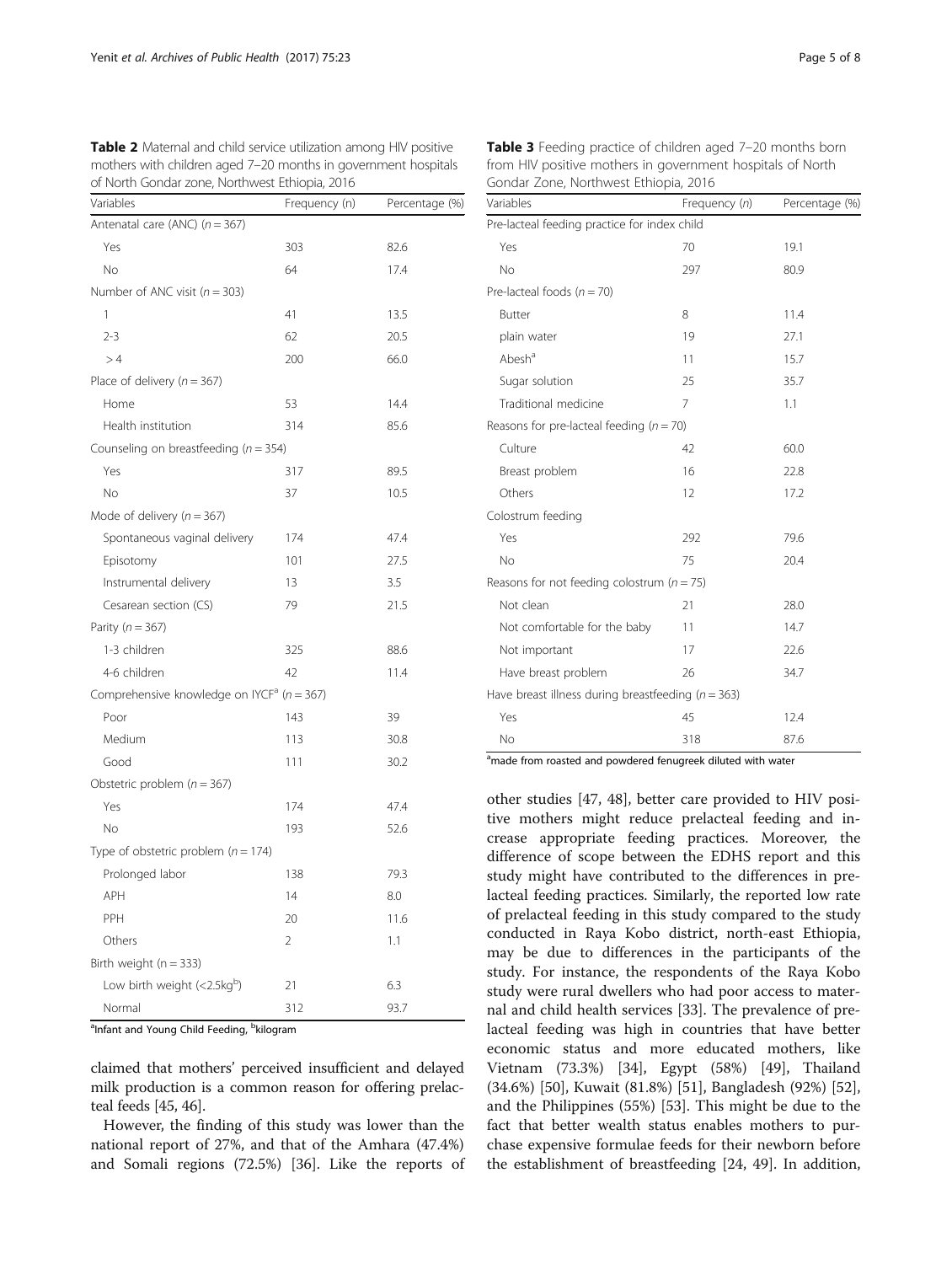**Table 2** Maternal and child service utilization among HIV positive mothers with children aged 7–20 months in government hospitals of North Gondar zone, Northwest Ethiopia, 2016

| Variables | Frequency (n) | Percentage (%) |
| --- | --- | --- |
| Antenatal care (ANC) (*n* = 367) | | |
| Yes | 303 | 82.6 |
| No | 64 | 17.4 |
| Number of ANC visit (*n* = 303) | | |
| 1 | 41 | 13.5 |
| 2-3 | 62 | 20.5 |
| > 4 | 200 | 66.0 |
| Place of delivery (*n* = 367) | | |
| Home | 53 | 14.4 |
| Health institution | 314 | 85.6 |
| Counseling on breastfeeding (*n* = 354) | | |
| Yes | 317 | 89.5 |
| No | 37 | 10.5 |
| Mode of delivery (*n* = 367) | | |
| Spontaneous vaginal delivery | 174 | 47.4 |
| Episotomy | 101 | 27.5 |
| Instrumental delivery | 13 | 3.5 |
| Cesarean section (CS) | 79 | 21.5 |
| Parity (*n* = 367) | | |
| 1-3 children | 325 | 88.6 |
| 4-6 children | 42 | 11.4 |
| Comprehensive knowledge on IYCF[a] (*n* = 367) | | |
| Poor | 143 | 39 |
| Medium | 113 | 30.8 |
| Good | 111 | 30.2 |
| Obstetric problem (*n* = 367) | | |
| Yes | 174 | 47.4 |
| No | 193 | 52.6 |
| Type of obstetric problem (*n* = 174) | | |
| Prolonged labor | 138 | 79.3 |
| APH | 14 | 8.0 |
| PPH | 20 | 11.6 |
| Others | 2 | 1.1 |
| Birth weight (n = 333) | | |
| Low birth weight (<2.5kg[b]) | 21 | 6.3 |
| Normal | 312 | 93.7 |

[a]Infant and Young Child Feeding, [b]kilogram

**Table 3** Feeding practice of children aged 7–20 months born from HIV positive mothers in government hospitals of North Gondar Zone, Northwest Ethiopia, 2016

| Variables | Frequency (*n*) | Percentage (%) |
| --- | --- | --- |
| Pre-lacteal feeding practice for index child | | |
| Yes | 70 | 19.1 |
| No | 297 | 80.9 |
| Pre-lacteal foods (*n* = 70) | | |
| Butter | 8 | 11.4 |
| plain water | 19 | 27.1 |
| Abesh[a] | 11 | 15.7 |
| Sugar solution | 25 | 35.7 |
| Traditional medicine | 7 | 1.1 |
| Reasons for pre-lacteal feeding (*n* = 70) | | |
| Culture | 42 | 60.0 |
| Breast problem | 16 | 22.8 |
| Others | 12 | 17.2 |
| Colostrum feeding | | |
| Yes | 292 | 79.6 |
| No | 75 | 20.4 |
| Reasons for not feeding colostrum (*n* = 75) | | |
| Not clean | 21 | 28.0 |
| Not comfortable for the baby | 11 | 14.7 |
| Not important | 17 | 22.6 |
| Have breast problem | 26 | 34.7 |
| Have breast illness during breastfeeding (*n* = 363) | | |
| Yes | 45 | 12.4 |
| No | 318 | 87.6 |

[a]made from roasted and powdered fenugreek diluted with water

claimed that mothers' perceived insufficient and delayed milk production is a common reason for offering prelacteal feeds [45, 46].

However, the finding of this study was lower than the national report of 27%, and that of the Amhara (47.4%) and Somali regions (72.5%) [36]. Like the reports of other studies [47, 48], better care provided to HIV positive mothers might reduce prelacteal feeding and increase appropriate feeding practices. Moreover, the difference of scope between the EDHS report and this study might have contributed to the differences in prelacteal feeding practices. Similarly, the reported low rate of prelacteal feeding in this study compared to the study conducted in Raya Kobo district, north-east Ethiopia, may be due to differences in the participants of the study. For instance, the respondents of the Raya Kobo study were rural dwellers who had poor access to maternal and child health services [33]. The prevalence of prelacteal feeding was high in countries that have better economic status and more educated mothers, like Vietnam (73.3%) [34], Egypt (58%) [49], Thailand (34.6%) [50], Kuwait (81.8%) [51], Bangladesh (92%) [52], and the Philippines (55%) [53]. This might be due to the fact that better wealth status enables mothers to purchase expensive formulae feeds for their newborn before the establishment of breastfeeding [24, 49]. In addition,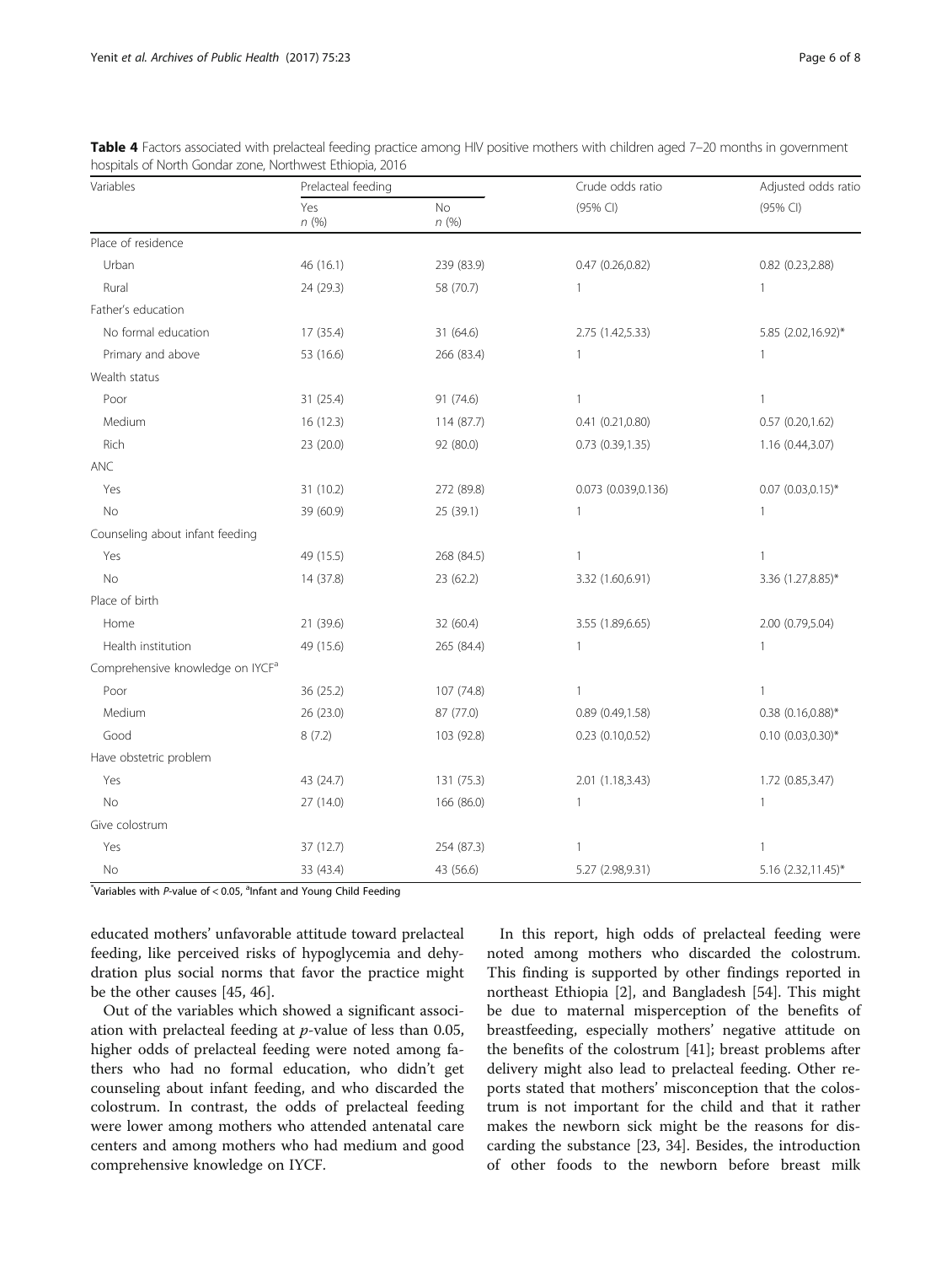**Table 4** Factors associated with prelacteal feeding practice among HIV positive mothers with children aged 7–20 months in government hospitals of North Gondar zone, Northwest Ethiopia, 2016

| Variables | Prelacteal feeding | | Crude odds ratio | Adjusted odds ratio |
|---|---|---|---|---|
| | Yes n (%) | No n (%) | (95% CI) | (95% CI) |
| Place of residence | | | | |
| Urban | 46 (16.1) | 239 (83.9) | 0.47 (0.26,0.82) | 0.82 (0.23,2.88) |
| Rural | 24 (29.3) | 58 (70.7) | 1 | 1 |
| Father's education | | | | |
| No formal education | 17 (35.4) | 31 (64.6) | 2.75 (1.42,5.33) | 5.85 (2.02,16.92)* |
| Primary and above | 53 (16.6) | 266 (83.4) | 1 | 1 |
| Wealth status | | | | |
| Poor | 31 (25.4) | 91 (74.6) | 1 | 1 |
| Medium | 16 (12.3) | 114 (87.7) | 0.41 (0.21,0.80) | 0.57 (0.20,1.62) |
| Rich | 23 (20.0) | 92 (80.0) | 0.73 (0.39,1.35) | 1.16 (0.44,3.07) |
| ANC | | | | |
| Yes | 31 (10.2) | 272 (89.8) | 0.073 (0.039,0.136) | 0.07 (0.03,0.15)* |
| No | 39 (60.9) | 25 (39.1) | 1 | 1 |
| Counseling about infant feeding | | | | |
| Yes | 49 (15.5) | 268 (84.5) | 1 | 1 |
| No | 14 (37.8) | 23 (62.2) | 3.32 (1.60,6.91) | 3.36 (1.27,8.85)* |
| Place of birth | | | | |
| Home | 21 (39.6) | 32 (60.4) | 3.55 (1.89,6.65) | 2.00 (0.79,5.04) |
| Health institution | 49 (15.6) | 265 (84.4) | 1 | 1 |
| Comprehensive knowledge on IYCF[a] | | | | |
| Poor | 36 (25.2) | 107 (74.8) | 1 | 1 |
| Medium | 26 (23.0) | 87 (77.0) | 0.89 (0.49,1.58) | 0.38 (0.16,0.88)* |
| Good | 8 (7.2) | 103 (92.8) | 0.23 (0.10,0.52) | 0.10 (0.03,0.30)* |
| Have obstetric problem | | | | |
| Yes | 43 (24.7) | 131 (75.3) | 2.01 (1.18,3.43) | 1.72 (0.85,3.47) |
| No | 27 (14.0) | 166 (86.0) | 1 | 1 |
| Give colostrum | | | | |
| Yes | 37 (12.7) | 254 (87.3) | 1 | 1 |
| No | 33 (43.4) | 43 (56.6) | 5.27 (2.98,9.31) | 5.16 (2.32,11.45)* |

*Variables with P-value of < 0.05, [a]Infant and Young Child Feeding

educated mothers' unfavorable attitude toward prelacteal feeding, like perceived risks of hypoglycemia and dehydration plus social norms that favor the practice might be the other causes [45, 46].

Out of the variables which showed a significant association with prelacteal feeding at $p$-value of less than 0.05, higher odds of prelacteal feeding were noted among fathers who had no formal education, who didn't get counseling about infant feeding, and who discarded the colostrum. In contrast, the odds of prelacteal feeding were lower among mothers who attended antenatal care centers and among mothers who had medium and good comprehensive knowledge on IYCF.

In this report, high odds of prelacteal feeding were noted among mothers who discarded the colostrum. This finding is supported by other findings reported in northeast Ethiopia [2], and Bangladesh [54]. This might be due to maternal misperception of the benefits of breastfeeding, especially mothers' negative attitude on the benefits of the colostrum [41]; breast problems after delivery might also lead to prelacteal feeding. Other reports stated that mothers' misconception that the colostrum is not important for the child and that it rather makes the newborn sick might be the reasons for discarding the substance [23, 34]. Besides, the introduction of other foods to the newborn before breast milk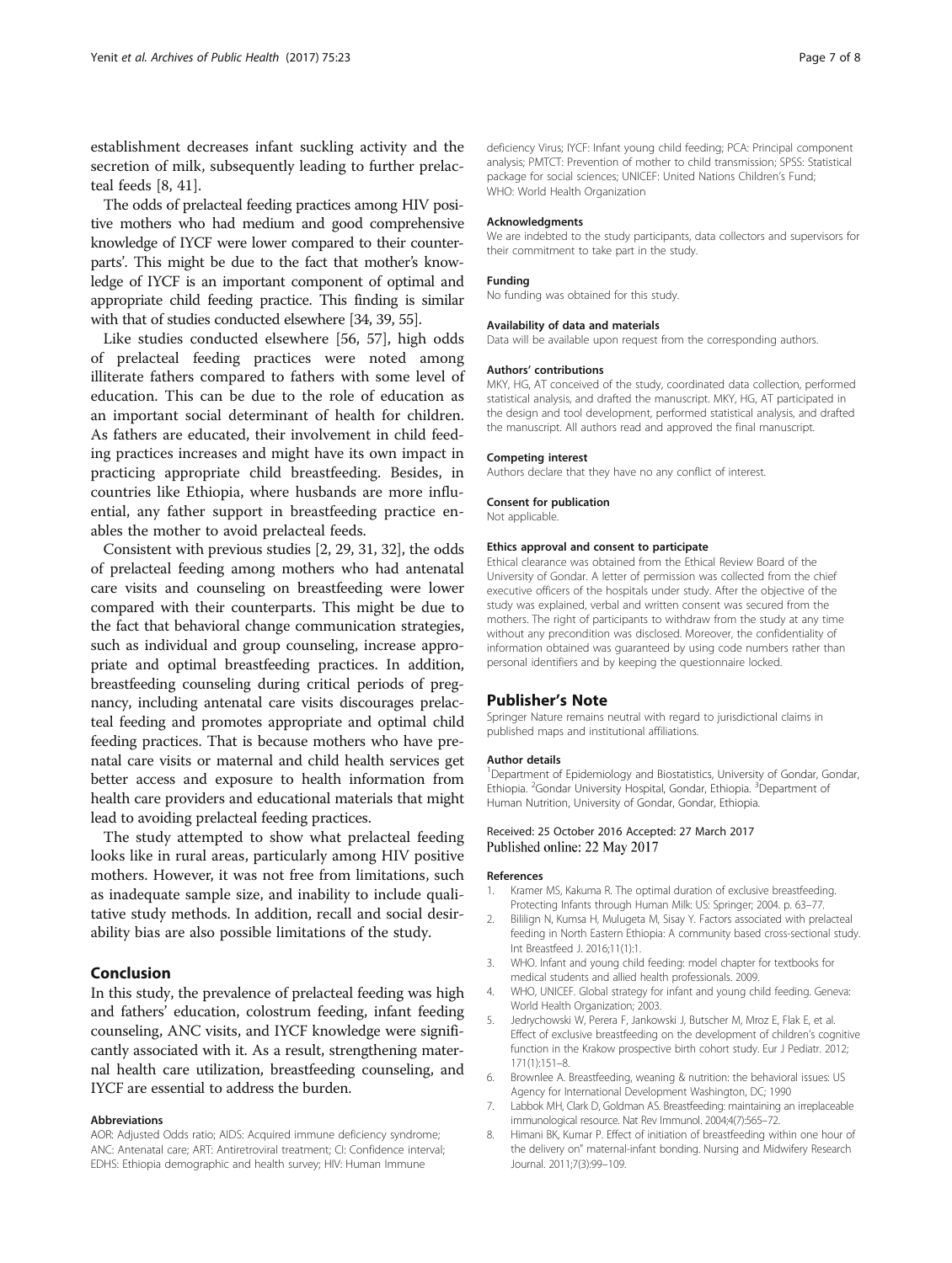establishment decreases infant suckling activity and the secretion of milk, subsequently leading to further prelacteal feeds [8, 41].

The odds of prelacteal feeding practices among HIV positive mothers who had medium and good comprehensive knowledge of IYCF were lower compared to their counterparts'. This might be due to the fact that mother's knowledge of IYCF is an important component of optimal and appropriate child feeding practice. This finding is similar with that of studies conducted elsewhere [34, 39, 55].

Like studies conducted elsewhere [56, 57], high odds of prelacteal feeding practices were noted among illiterate fathers compared to fathers with some level of education. This can be due to the role of education as an important social determinant of health for children. As fathers are educated, their involvement in child feeding practices increases and might have its own impact in practicing appropriate child breastfeeding. Besides, in countries like Ethiopia, where husbands are more influential, any father support in breastfeeding practice enables the mother to avoid prelacteal feeds.

Consistent with previous studies [2, 29, 31, 32], the odds of prelacteal feeding among mothers who had antenatal care visits and counseling on breastfeeding were lower compared with their counterparts. This might be due to the fact that behavioral change communication strategies, such as individual and group counseling, increase appropriate and optimal breastfeeding practices. In addition, breastfeeding counseling during critical periods of pregnancy, including antenatal care visits discourages prelacteal feeding and promotes appropriate and optimal child feeding practices. That is because mothers who have prenatal care visits or maternal and child health services get better access and exposure to health information from health care providers and educational materials that might lead to avoiding prelacteal feeding practices.

The study attempted to show what prelacteal feeding looks like in rural areas, particularly among HIV positive mothers. However, it was not free from limitations, such as inadequate sample size, and inability to include qualitative study methods. In addition, recall and social desirability bias are also possible limitations of the study.

## Conclusion

In this study, the prevalence of prelacteal feeding was high and fathers' education, colostrum feeding, infant feeding counseling, ANC visits, and IYCF knowledge were significantly associated with it. As a result, strengthening maternal health care utilization, breastfeeding counseling, and IYCF are essential to address the burden.

#### Abbreviations

AOR: Adjusted Odds ratio; AIDS: Acquired immune deficiency syndrome; ANC: Antenatal care; ART: Antiretroviral treatment; CI: Confidence interval; EDHS: Ethiopia demographic and health survey; HIV: Human Immune deficiency Virus; IYCF: Infant young child feeding; PCA: Principal component analysis; PMTCT: Prevention of mother to child transmission; SPSS: Statistical package for social sciences; UNICEF: United Nations Children's Fund; WHO: World Health Organization

#### Acknowledgments

We are indebted to the study participants, data collectors and supervisors for their commitment to take part in the study.

#### Funding

No funding was obtained for this study.

#### Availability of data and materials

Data will be available upon request from the corresponding authors.

#### Authors' contributions

MKY, HG, AT conceived of the study, coordinated data collection, performed statistical analysis, and drafted the manuscript. MKY, HG, AT participated in the design and tool development, performed statistical analysis, and drafted the manuscript. All authors read and approved the final manuscript.

#### Competing interest

Authors declare that they have no any conflict of interest.

#### Consent for publication

Not applicable.

#### Ethics approval and consent to participate

Ethical clearance was obtained from the Ethical Review Board of the University of Gondar. A letter of permission was collected from the chief executive officers of the hospitals under study. After the objective of the study was explained, verbal and written consent was secured from the mothers. The right of participants to withdraw from the study at any time without any precondition was disclosed. Moreover, the confidentiality of information obtained was guaranteed by using code numbers rather than personal identifiers and by keeping the questionnaire locked.

## Publisher's Note

Springer Nature remains neutral with regard to jurisdictional claims in published maps and institutional affiliations.

#### Author details

[1]Department of Epidemiology and Biostatistics, University of Gondar, Gondar, Ethiopia. [2]Gondar University Hospital, Gondar, Ethiopia. [3]Department of Human Nutrition, University of Gondar, Gondar, Ethiopia.

Received: 25 October 2016 Accepted: 27 March 2017
Published online: 22 May 2017

#### References

1. Kramer MS, Kakuma R. The optimal duration of exclusive breastfeeding. Protecting Infants through Human Milk: US: Springer; 2004. p. 63–77.
2. Bililign N, Kumsa H, Mulugeta M, Sisay Y. Factors associated with prelacteal feeding in North Eastern Ethiopia: A community based cross-sectional study. Int Breastfeed J. 2016;11(1):1.
3. WHO. Infant and young child feeding: model chapter for textbooks for medical students and allied health professionals. 2009.
4. WHO, UNICEF. Global strategy for infant and young child feeding. Geneva: World Health Organization; 2003.
5. Jedrychowski W, Perera F, Jankowski J, Butscher M, Mroz E, Flak E, et al. Effect of exclusive breastfeeding on the development of children's cognitive function in the Krakow prospective birth cohort study. Eur J Pediatr. 2012; 171(1):151–8.
6. Brownlee A. Breastfeeding, weaning & nutrition: the behavioral issues: US Agency for International Development Washington, DC; 1990
7. Labbok MH, Clark D, Goldman AS. Breastfeeding: maintaining an irreplaceable immunological resource. Nat Rev Immunol. 2004;4(7):565–72.
8. Himani BK, Kumar P. Effect of initiation of breastfeeding within one hour of the delivery on" maternal-infant bonding. Nursing and Midwifery Research Journal. 2011;7(3):99–109.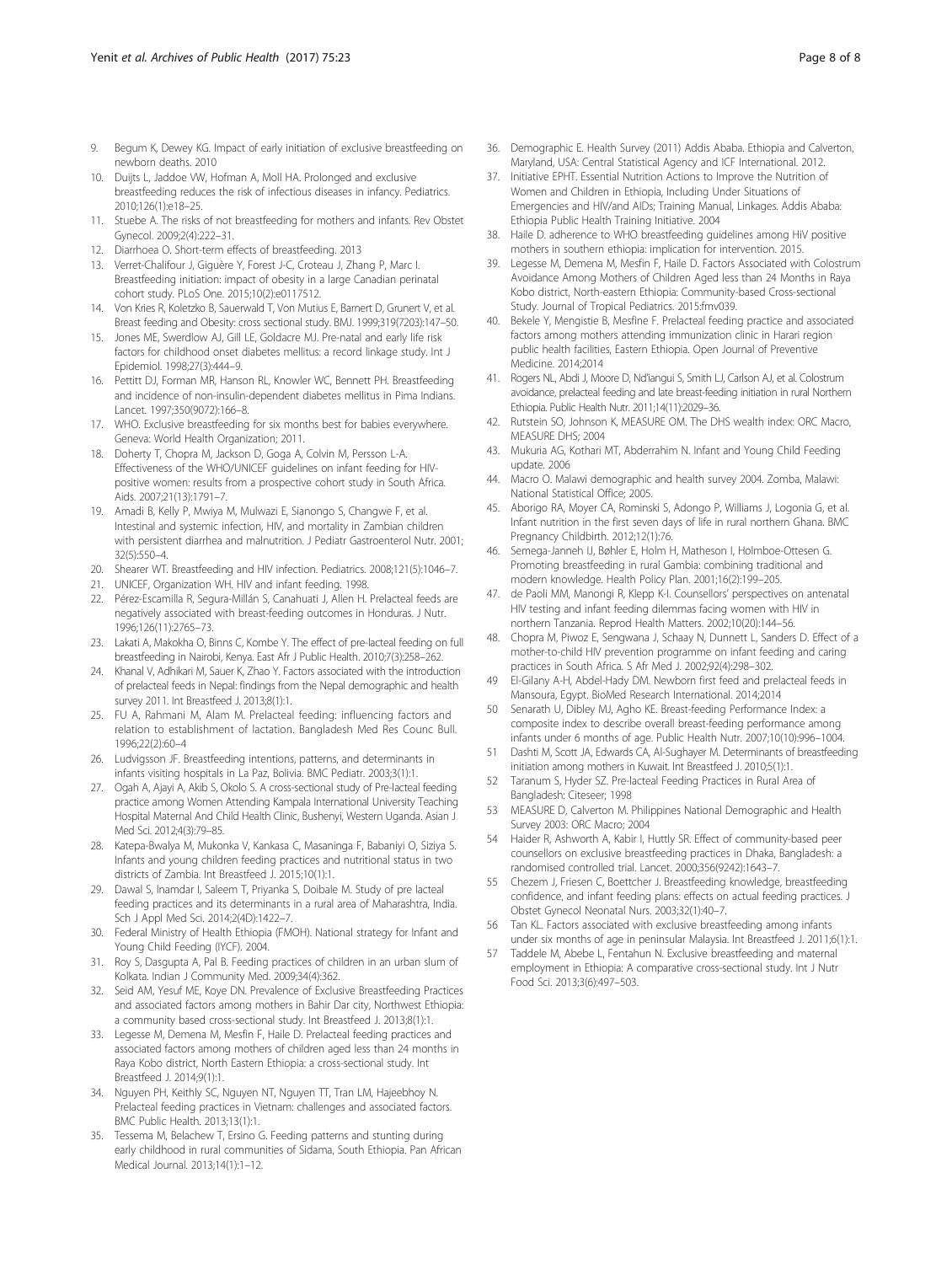9. Begum K, Dewey KG. Impact of early initiation of exclusive breastfeeding on newborn deaths. 2010
10. Duijts L, Jaddoe VW, Hofman A, Moll HA. Prolonged and exclusive breastfeeding reduces the risk of infectious diseases in infancy. Pediatrics. 2010;126(1):e18–25.
11. Stuebe A. The risks of not breastfeeding for mothers and infants. Rev Obstet Gynecol. 2009;2(4):222–31.
12. Diarrhoea O. Short-term effects of breastfeeding. 2013
13. Verret-Chalifour J, Giguère Y, Forest J-C, Croteau J, Zhang P, Marc I. Breastfeeding initiation: impact of obesity in a large Canadian perinatal cohort study. PLoS One. 2015;10(2):e0117512.
14. Von Kries R, Koletzko B, Sauerwald T, Von Mutius E, Barnert D, Grunert V, et al. Breast feeding and Obesity: cross sectional study. BMJ. 1999;319(7203):147–50.
15. Jones ME, Swerdlow AJ, Gill LE, Goldacre MJ. Pre-natal and early life risk factors for childhood onset diabetes mellitus: a record linkage study. Int J Epidemiol. 1998;27(3):444–9.
16. Pettitt DJ, Forman MR, Hanson RL, Knowler WC, Bennett PH. Breastfeeding and incidence of non-insulin-dependent diabetes mellitus in Pima Indians. Lancet. 1997;350(9072):166–8.
17. WHO. Exclusive breastfeeding for six months best for babies everywhere. Geneva: World Health Organization; 2011.
18. Doherty T, Chopra M, Jackson D, Goga A, Colvin M, Persson L-A. Effectiveness of the WHO/UNICEF guidelines on infant feeding for HIV-positive women: results from a prospective cohort study in South Africa. Aids. 2007;21(13):1791–7.
19. Amadi B, Kelly P, Mwiya M, Mulwazi E, Sianongo S, Changwe F, et al. Intestinal and systemic infection, HIV, and mortality in Zambian children with persistent diarrhea and malnutrition. J Pediatr Gastroenterol Nutr. 2001; 32(5):550–4.
20. Shearer WT. Breastfeeding and HIV infection. Pediatrics. 2008;121(5):1046–7.
21. UNICEF, Organization WH. HIV and infant feeding. 1998.
22. Pérez-Escamilla R, Segura-Millán S, Canahuati J, Allen H. Prelacteal feeds are negatively associated with breast-feeding outcomes in Honduras. J Nutr. 1996;126(11):2765–73.
23. Lakati A, Makokha O, Binns C, Kombe Y. The effect of pre-lacteal feeding on full breastfeeding in Nairobi, Kenya. East Afr J Public Health. 2010;7(3):258–262.
24. Khanal V, Adhikari M, Sauer K, Zhao Y. Factors associated with the introduction of prelacteal feeds in Nepal: findings from the Nepal demographic and health survey 2011. Int Breastfeed J. 2013;8(1):1.
25. FU A, Rahmani M, Alam M. Prelacteal feeding: influencing factors and relation to establishment of lactation. Bangladesh Med Res Counc Bull. 1996;22(2):60–4
26. Ludvigsson JF. Breastfeeding intentions, patterns, and determinants in infants visiting hospitals in La Paz, Bolivia. BMC Pediatr. 2003;3(1):1.
27. Ogah A, Ajayi A, Akib S, Okolo S. A cross-sectional study of Pre-lacteal feeding practice among Women Attending Kampala International University Teaching Hospital Maternal And Child Health Clinic, Bushenyi, Western Uganda. Asian J Med Sci. 2012;4(3):79–85.
28. Katepa-Bwalya M, Mukonka V, Kankasa C, Masaninga F, Babaniyi O, Siziya S. Infants and young children feeding practices and nutritional status in two districts of Zambia. Int Breastfeed J. 2015;10(1):1.
29. Dawal S, Inamdar I, Saleem T, Priyanka S, Doibale M. Study of pre lacteal feeding practices and its determinants in a rural area of Maharashtra, India. Sch J Appl Med Sci. 2014;2(4D):1422–7.
30. Federal Ministry of Health Ethiopia (FMOH). National strategy for Infant and Young Child Feeding (IYCF). 2004.
31. Roy S, Dasgupta A, Pal B. Feeding practices of children in an urban slum of Kolkata. Indian J Community Med. 2009;34(4):362.
32. Seid AM, Yesuf ME, Koye DN. Prevalence of Exclusive Breastfeeding Practices and associated factors among mothers in Bahir Dar city, Northwest Ethiopia: a community based cross-sectional study. Int Breastfeed J. 2013;8(1):1.
33. Legesse M, Demena M, Mesfin F, Haile D. Prelacteal feeding practices and associated factors among mothers of children aged less than 24 months in Raya Kobo district, North Eastern Ethiopia: a cross-sectional study. Int Breastfeed J. 2014;9(1):1.
34. Nguyen PH, Keithly SC, Nguyen NT, Nguyen TT, Tran LM, Hajeebhoy N. Prelacteal feeding practices in Vietnam: challenges and associated factors. BMC Public Health. 2013;13(1):1.
35. Tessema M, Belachew T, Ersino G. Feeding patterns and stunting during early childhood in rural communities of Sidama, South Ethiopia. Pan African Medical Journal. 2013;14(1):1–12.
36. Demographic E. Health Survey (2011) Addis Ababa. Ethiopia and Calverton, Maryland, USA: Central Statistical Agency and ICF International. 2012.
37. Initiative EPHT. Essential Nutrition Actions to Improve the Nutrition of Women and Children in Ethiopia, Including Under Situations of Emergencies and HIV/and AIDs; Training Manual, Linkages. Addis Ababa: Ethiopia Public Health Training Initiative. 2004
38. Haile D. adherence to WHO breastfeeding guidelines among HiV positive mothers in southern ethiopia: implication for intervention. 2015.
39. Legesse M, Demena M, Mesfin F, Haile D. Factors Associated with Colostrum Avoidance Among Mothers of Children Aged less than 24 Months in Raya Kobo district, North-eastern Ethiopia: Community-based Cross-sectional Study. Journal of Tropical Pediatrics. 2015:fmv039.
40. Bekele Y, Mengistie B, Mesfine F. Prelacteal feeding practice and associated factors among mothers attending immunization clinic in Harari region public health facilities, Eastern Ethiopia. Open Journal of Preventive Medicine. 2014;2014
41. Rogers NL, Abdi J, Moore D, Nd'iangui S, Smith LJ, Carlson AJ, et al. Colostrum avoidance, prelacteal feeding and late breast-feeding initiation in rural Northern Ethiopia. Public Health Nutr. 2011;14(11):2029–36.
42. Rutstein SO, Johnson K, MEASURE OM. The DHS wealth index: ORC Macro, MEASURE DHS; 2004
43. Mukuria AG, Kothari MT, Abderrahim N. Infant and Young Child Feeding update. 2006
44. Macro O. Malawi demographic and health survey 2004. Zomba, Malawi: National Statistical Office; 2005.
45. Aborigo RA, Moyer CA, Rominski S, Adongo P, Williams J, Logonia G, et al. Infant nutrition in the first seven days of life in rural northern Ghana. BMC Pregnancy Childbirth. 2012;12(1):76.
46. Semega-Janneh IJ, Bøhler E, Holm H, Matheson I, Holmboe-Ottesen G. Promoting breastfeeding in rural Gambia: combining traditional and modern knowledge. Health Policy Plan. 2001;16(2):199–205.
47. de Paoli MM, Manongi R, Klepp K-I. Counsellors' perspectives on antenatal HIV testing and infant feeding dilemmas facing women with HIV in northern Tanzania. Reprod Health Matters. 2002;10(20):144–56.
48. Chopra M, Piwoz E, Sengwana J, Schaay N, Dunnett L, Sanders D. Effect of a mother-to-child HIV prevention programme on infant feeding and caring practices in South Africa. S Afr Med J. 2002;92(4):298–302.
49. El-Gilany A-H, Abdel-Hady DM. Newborn first feed and prelacteal feeds in Mansoura, Egypt. BioMed Research International. 2014;2014
50. Senarath U, Dibley MJ, Agho KE. Breast-feeding Performance Index: a composite index to describe overall breast-feeding performance among infants under 6 months of age. Public Health Nutr. 2007;10(10):996–1004.
51. Dashti M, Scott JA, Edwards CA, Al-Sughayer M. Determinants of breastfeeding initiation among mothers in Kuwait. Int Breastfeed J. 2010;5(1):1.
52. Taranum S, Hyder SZ. Pre-lacteal Feeding Practices in Rural Area of Bangladesh: Citeseer; 1998
53. MEASURE D, Calverton M. Philippines National Demographic and Health Survey 2003: ORC Macro; 2004
54. Haider R, Ashworth A, Kabir I, Huttly SR. Effect of community-based peer counsellors on exclusive breastfeeding practices in Dhaka, Bangladesh: a randomised controlled trial. Lancet. 2000;356(9242):1643–7.
55. Chezem J, Friesen C, Boettcher J. Breastfeeding knowledge, breastfeeding confidence, and infant feeding plans: effects on actual feeding practices. J Obstet Gynecol Neonatal Nurs. 2003;32(1):40–7.
56. Tan KL. Factors associated with exclusive breastfeeding among infants under six months of age in peninsular Malaysia. Int Breastfeed J. 2011;6(1):1.
57. Taddele M, Abebe L, Fentahun N. Exclusive breastfeeding and maternal employment in Ethiopia: A comparative cross-sectional study. Int J Nutr Food Sci. 2013;3(6):497–503.